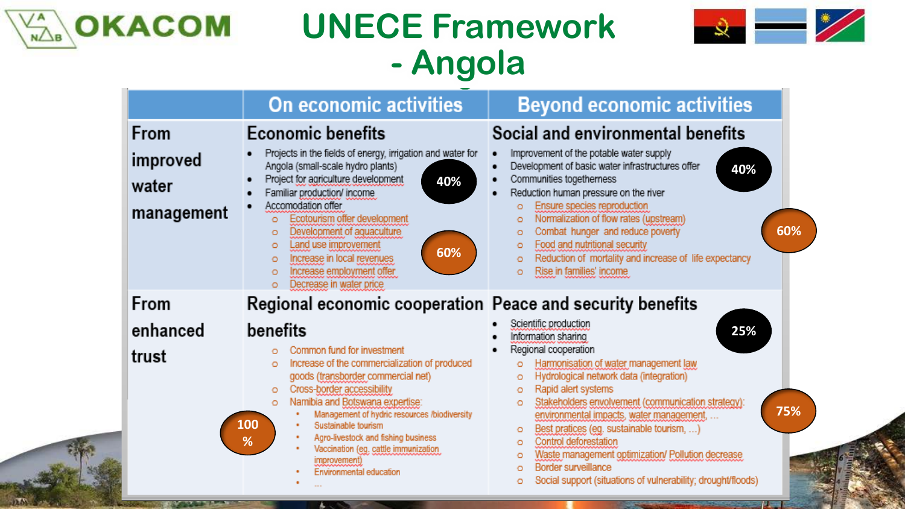# UNECE Framework - Angola

| | On economic activities | Beyond economic activities |
|---|---|---|
| **From improved water management** | **Economic benefits** <br>• Projects in the fields of energy, irrigation and water for Angola (small-scale hydro plants) <br>• Project for agriculture development <br>• Familiar production/ income <br>• Accomodation offer <br>  o Ecotourism offer development <br>  o Development of aquaculture <br>  o Land use improvement <br>  o Increase in local revenues <br>  o Increase employment offer <br>  o Decrease in water price <br>**40%** / **60%** | **Social and environmental benefits** <br>• Improvement of the potable water supply <br>• Development of basic water infrastructures offer <br>• Communities togetherness <br>• Reduction human pressure on the river <br>  o Ensure species reproduction <br>  o Normalization of flow rates (upstream) <br>  o Combat hunger and reduce poverty <br>  o Food and nutritional security <br>  o Reduction of mortality and increase of life expectancy <br>  o Rise in families' income <br>**40%** / **60%** |
| **From enhanced trust** | **Regional economic cooperation benefits** <br>  o Common fund for investment <br>  o Increase of the commercialization of produced goods (transborder commercial net) <br>  o Cross-border accessibility <br>  o Namibia and Botswana expertise: <br>    • Management of hydric resources /biodiversity <br>    • Sustainable tourism <br>    • Agro-livestock and fishing business <br>    • Vaccination (eg. cattle immunization improvement) <br>    • Environmental education <br>    • ... <br>**100 %** | **Peace and security benefits** <br>• Scientific production <br>• Information sharing <br>• Regional cooperation <br>  o Harmonisation of water management law <br>  o Hydrological network data (integration) <br>  o Rapid alert systems <br>  o Stakeholders envolvement (communication strategy): environmental impacts, water management, ... <br>  o Best pratices (eg. sustainable tourism, ...) <br>  o Control deforestation <br>  o Waste management optimization/ Pollution decrease <br>  o Border surveillance <br>  o Social support (situations of vulnerability; drought/floods) <br>**25%** / **75%** |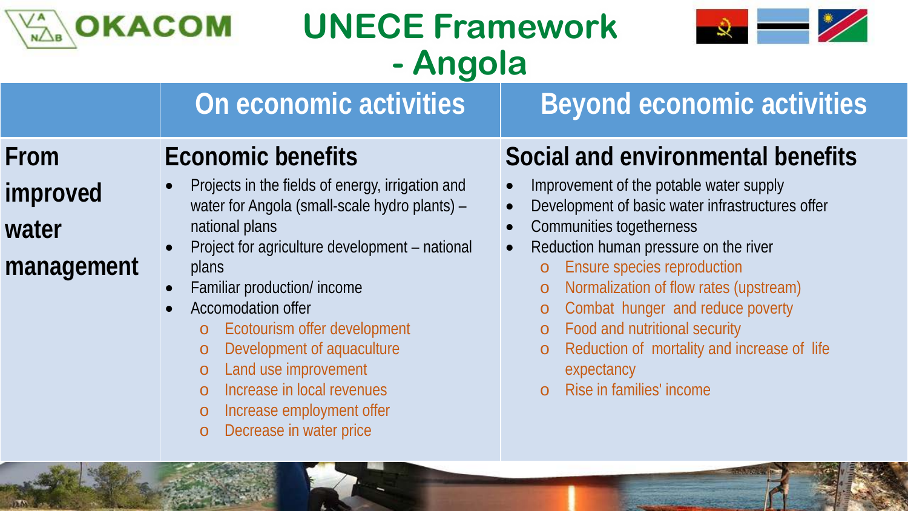# UNECE Framework - Angola

| | On economic activities | Beyond economic activities |
|---|---|---|
| **From improved water management** | **Economic benefits**<br>• Projects in the fields of energy, irrigation and water for Angola (small-scale hydro plants) – national plans<br>• Project for agriculture development – national plans<br>• Familiar production/ income<br>• Accomodation offer<br>  o Ecotourism offer development<br>  o Development of aquaculture<br>  o Land use improvement<br>  o Increase in local revenues<br>  o Increase employment offer<br>  o Decrease in water price | **Social and environmental benefits**<br>• Improvement of the potable water supply<br>• Development of basic water infrastructures offer<br>• Communities togetherness<br>• Reduction human pressure on the river<br>  o Ensure species reproduction<br>  o Normalization of flow rates (upstream)<br>  o Combat hunger and reduce poverty<br>  o Food and nutritional security<br>  o Reduction of mortality and increase of life expectancy<br>  o Rise in families' income |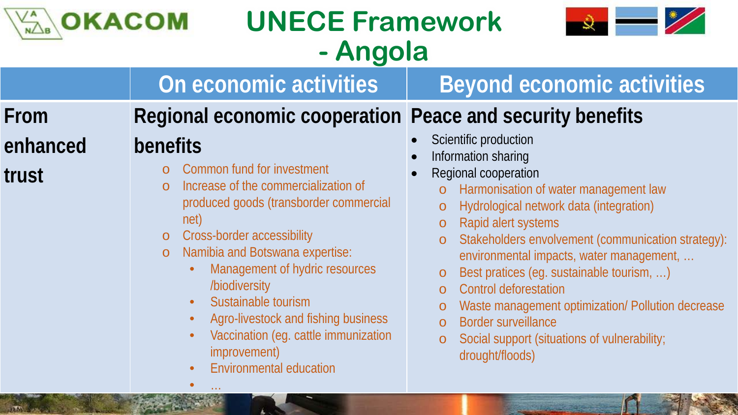# UNECE Framework - Angola

| | On economic activities | Beyond economic activities |
|---|---|---|
| **From enhanced trust** | **Regional economic cooperation benefits**<br>o Common fund for investment<br>o Increase of the commercialization of produced goods (transborder commercial net)<br>o Cross-border accessibility<br>o Namibia and Botswana expertise:<br>• Management of hydric resources /biodiversity<br>• Sustainable tourism<br>• Agro-livestock and fishing business<br>• Vaccination (eg. cattle immunization improvement)<br>• Environmental education<br>• … | **Peace and security benefits**<br>• Scientific production<br>• Information sharing<br>• Regional cooperation<br>o Harmonisation of water management law<br>o Hydrological network data (integration)<br>o Rapid alert systems<br>o Stakeholders envolvement (communication strategy): environmental impacts, water management, …<br>o Best pratices (eg. sustainable tourism, …)<br>o Control deforestation<br>o Waste management optimization/ Pollution decrease<br>o Border surveillance<br>o Social support (situations of vulnerability; drought/floods) |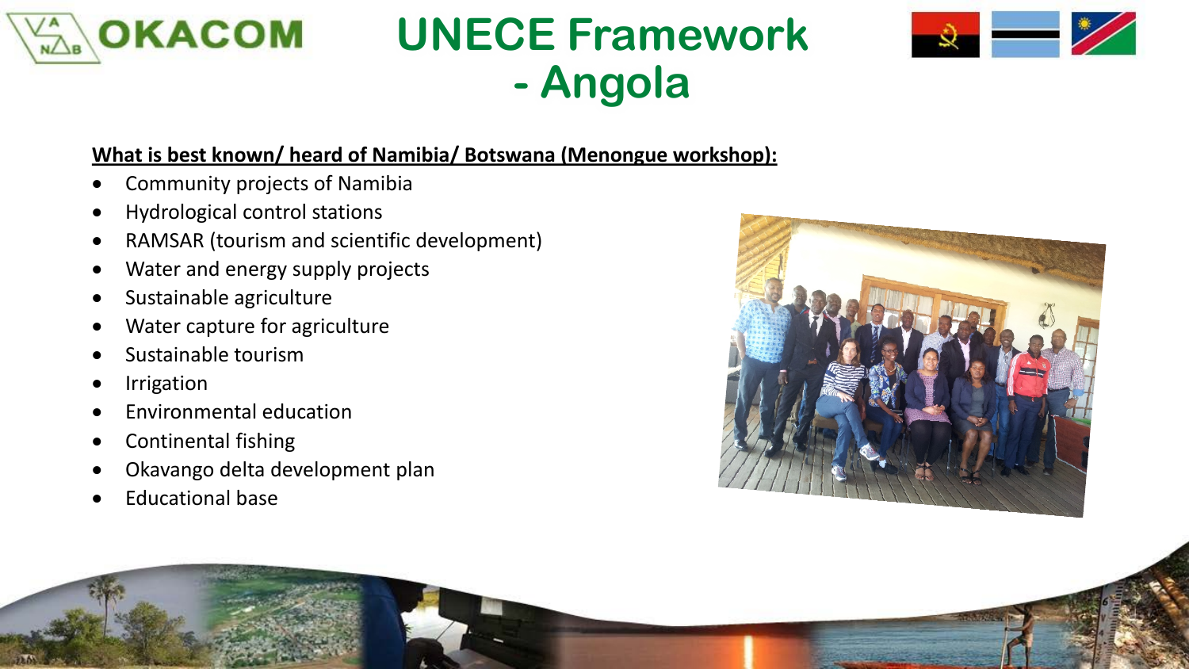# UNECE Framework - Angola

**What is best known/ heard of Namibia/ Botswana (Menongue workshop):**

- Community projects of Namibia
- Hydrological control stations
- RAMSAR (tourism and scientific development)
- Water and energy supply projects
- Sustainable agriculture
- Water capture for agriculture
- Sustainable tourism
- Irrigation
- Environmental education
- Continental fishing
- Okavango delta development plan
- Educational base